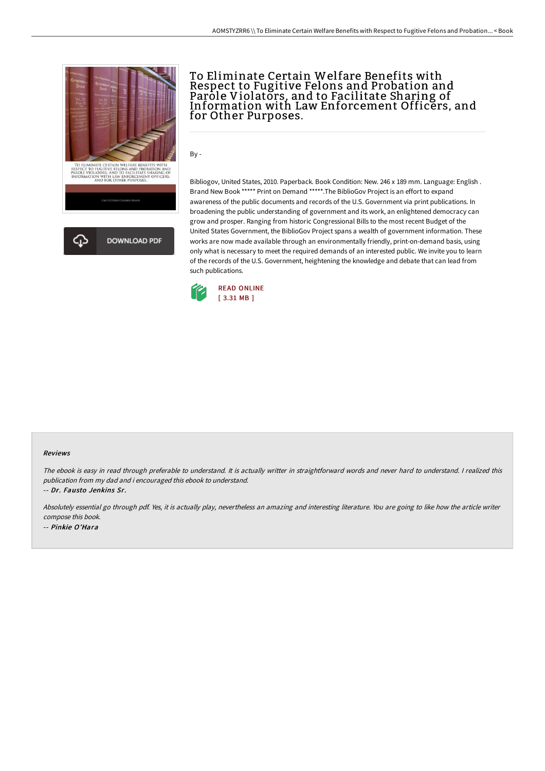# To Eliminate Certain Welfare Benefits with Respect to Fugitive Felons and Probation and Parole Violators, and to Facilitate Sharing of Information with Law Enforcement Officers, and for Other Purposes.

By -

Bibliogov, United States, 2010. Paperback. Book Condition: New. 246 x 189 mm. Language: English . Brand New Book ***** Print on Demand *****.The BiblioGov Project is an effort to expand awareness of the public documents and records of the U.S. Government via print publications. In broadening the public understanding of government and its work, an enlightened democracy can grow and prosper. Ranging from historic Congressional Bills to the most recent Budget of the United States Government, the BiblioGov Project spans a wealth of government information. These works are now made available through an environmentally friendly, print-on-demand basis, using only what is necessary to meet the required demands of an interested public. We invite you to learn of the records of the U.S. Government, heightening the knowledge and debate that can lead from such publications.

DOWNLOAD PDF

READ ONLINE
[ 3.31 MB ]

### Reviews

*The ebook is easy in read through preferable to understand. It is actually writter in straightforward words and never hard to understand. I realized this publication from my dad and i encouraged this ebook to understand.*

-- ***Dr. Fausto Jenkins Sr.***

*Absolutely essential go through pdf. Yes, it is actually play, nevertheless an amazing and interesting literature. You are going to like how the article writer compose this book.*

-- ***Pinkie O'Hara***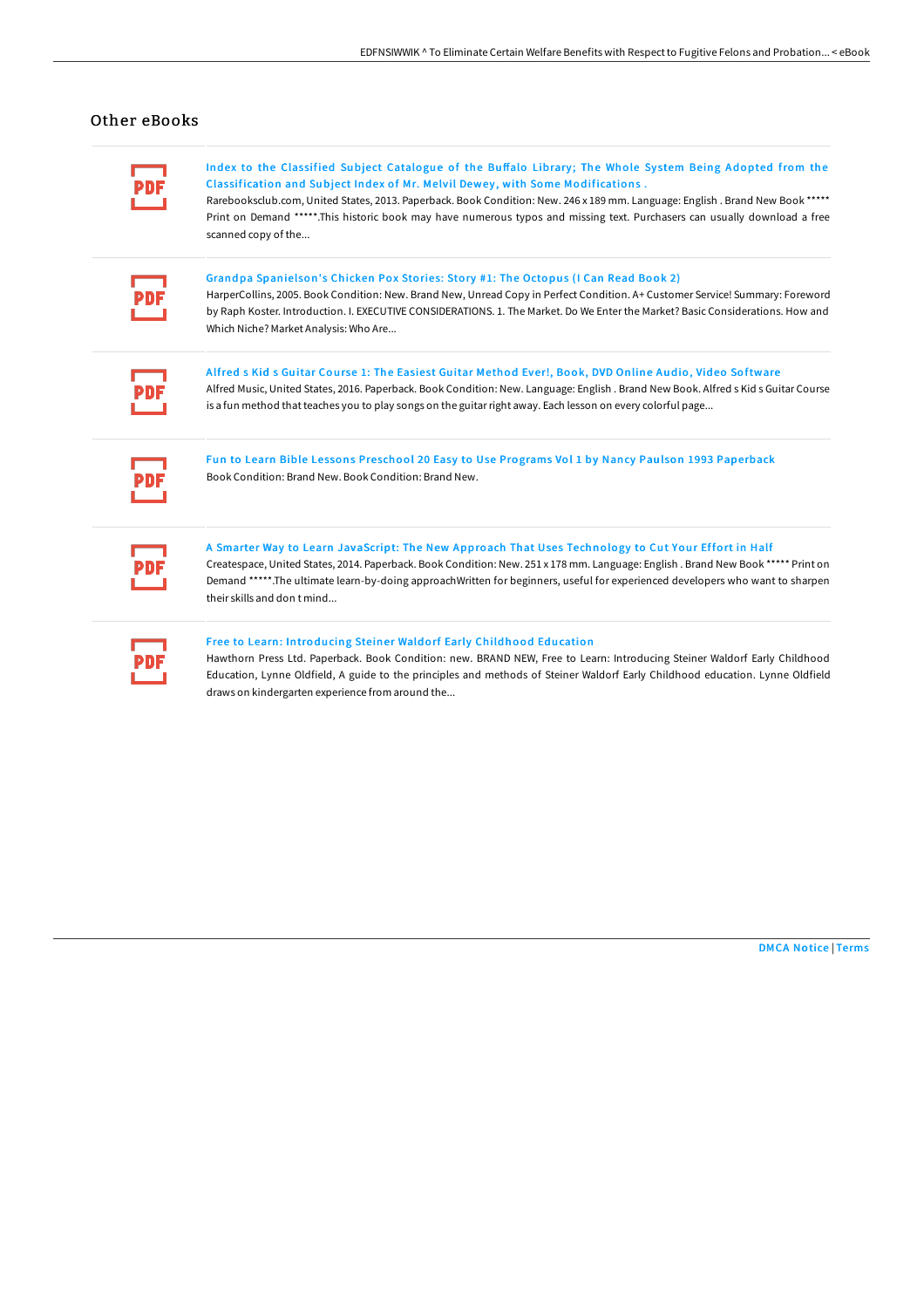## Other eBooks

**Index to the Classified Subject Catalogue of the Buffalo Library; The Whole System Being Adopted from the Classification and Subject Index of Mr. Melvil Dewey, with Some Modifications .**

Rarebooksclub.com, United States, 2013. Paperback. Book Condition: New. 246 x 189 mm. Language: English . Brand New Book ***** Print on Demand *****.This historic book may have numerous typos and missing text. Purchasers can usually download a free scanned copy of the...

**Grandpa Spanielson's Chicken Pox Stories: Story #1: The Octopus (I Can Read Book 2)**

HarperCollins, 2005. Book Condition: New. Brand New, Unread Copy in Perfect Condition. A+ Customer Service! Summary: Foreword by Raph Koster. Introduction. I. EXECUTIVE CONSIDERATIONS. 1. The Market. Do We Enter the Market? Basic Considerations. How and Which Niche? Market Analysis: Who Are...

**Alfred s Kid s Guitar Course 1: The Easiest Guitar Method Ever!, Book, DVD Online Audio, Video Software**

Alfred Music, United States, 2016. Paperback. Book Condition: New. Language: English . Brand New Book. Alfred s Kid s Guitar Course is a fun method that teaches you to play songs on the guitar right away. Each lesson on every colorful page...

**Fun to Learn Bible Lessons Preschool 20 Easy to Use Programs Vol 1 by Nancy Paulson 1993 Paperback**

Book Condition: Brand New. Book Condition: Brand New.

**A Smarter Way to Learn JavaScript: The New Approach That Uses Technology to Cut Your Effort in Half**

Createspace, United States, 2014. Paperback. Book Condition: New. 251 x 178 mm. Language: English . Brand New Book ***** Print on Demand *****.The ultimate learn-by-doing approachWritten for beginners, useful for experienced developers who want to sharpen their skills and don t mind...

**Free to Learn: Introducing Steiner Waldorf Early Childhood Education**

Hawthorn Press Ltd. Paperback. Book Condition: new. BRAND NEW, Free to Learn: Introducing Steiner Waldorf Early Childhood Education, Lynne Oldfield, A guide to the principles and methods of Steiner Waldorf Early Childhood education. Lynne Oldfield draws on kindergarten experience from around the...

DMCA Notice | Terms